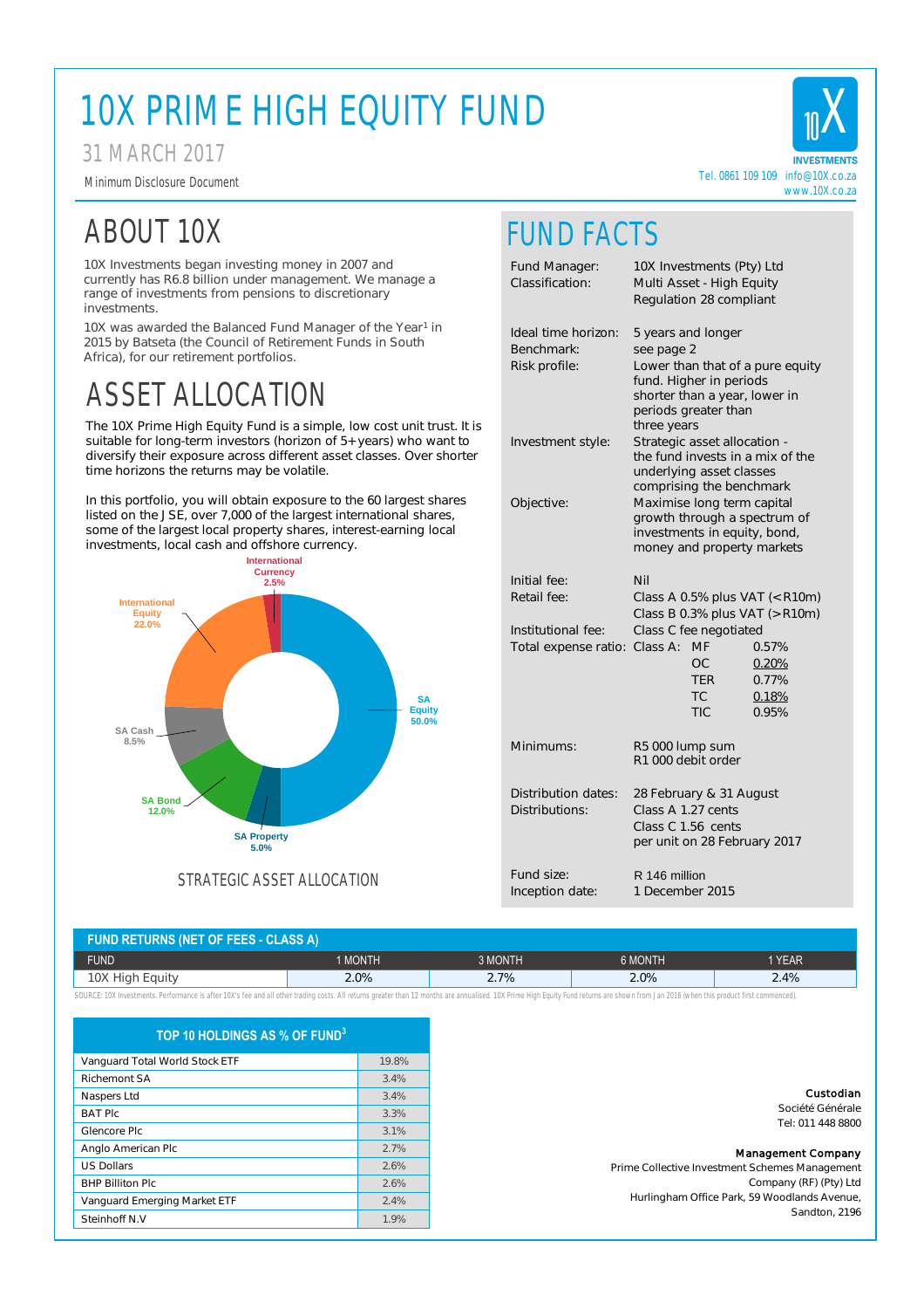# 10X PRIME HIGH EQUITY FUND

31 MARCH 2017

Minimum Disclosure Document

10X INVESTMENTS

Tel. 0861 109 109 info@10X.co.za
www.10X.co.za

## ABOUT 10X

10X Investments began investing money in 2007 and currently has R6.8 billion under management. We manage a range of investments from pensions to discretionary investments.

10X was awarded the Balanced Fund Manager of the Year[1] in 2015 by Batseta (the Council of Retirement Funds in South Africa), for our retirement portfolios.

## ASSET ALLOCATION

The 10X Prime High Equity Fund is a simple, low cost unit trust. It is suitable for long-term investors (horizon of 5+years) who want to diversify their exposure across different asset classes. Over shorter time horizons the returns may be volatile.

In this portfolio, you will obtain exposure to the 60 largest shares listed on the JSE, over 7,000 of the largest international shares, some of the largest local property shares, interest-earning local investments, local cash and offshore currency.

| Asset class | Allocation |
|---|---|
| SA Equity | 50.0% |
| International Equity | 22.0% |
| SA Bond | 12.0% |
| SA Cash | 8.5% |
| SA Property | 5.0% |
| International Currency | 2.5% |

STRATEGIC ASSET ALLOCATION

## FUND FACTS

| | |
|---|---|
| Fund Manager: | 10X Investments (Pty) Ltd |
| Classification: | Multi Asset - High Equity Regulation 28 compliant |
| Ideal time horizon: | 5 years and longer |
| Benchmark: | see page 2 |
| Risk profile: | Lower than that of a pure equity fund. Higher in periods shorter than a year, lower in periods greater than three years |
| Investment style: | Strategic asset allocation - the fund invests in a mix of the underlying asset classes comprising the benchmark |
| Objective: | Maximise long term capital growth through a spectrum of investments in equity, bond, money and property markets |
| Initial fee: | Nil |
| Retail fee: | Class A 0.5% plus VAT (<R10m) Class B 0.3% plus VAT (>R10m) |
| Institutional fee: | Class C fee negotiated |
| Total expense ratio: | Class A: MF 0.57%; OC 0.20%; TER 0.77%; TC 0.18%; TIC 0.95% |
| Minimums: | R5 000 lump sum R1 000 debit order |
| Distribution dates: | 28 February & 31 August |
| Distributions: | Class A 1.27 cents Class C 1.56 cents per unit on 28 February 2017 |
| Fund size: | R 146 million |
| Inception date: | 1 December 2015 |

## FUND RETURNS (NET OF FEES - CLASS A)

| FUND | 1 MONTH | 3 MONTH | 6 MONTH | 1 YEAR |
|---|---|---|---|---|
| 10X High Equity | 2.0% | 2.7% | 2.0% | 2.4% |

SOURCE: 10X Investments. Performance is after 10X's fee and all other trading costs. All returns greater than 12 months are annualised. 10X Prime High Equity Fund returns are shown from Jan 2016 (when this product first commenced).

## TOP 10 HOLDINGS AS % OF FUND[3]

| Holding | % of Fund |
|---|---|
| Vanguard Total World Stock ETF | 19.8% |
| Richemont SA | 3.4% |
| Naspers Ltd | 3.4% |
| BAT Plc | 3.3% |
| Glencore Plc | 3.1% |
| Anglo American Plc | 2.7% |
| US Dollars | 2.6% |
| BHP Billiton Plc | 2.6% |
| Vanguard Emerging Market ETF | 2.4% |
| Steinhoff N.V | 1.9% |

**Custodian**
Société Générale
Tel: 011 448 8800

**Management Company**
Prime Collective Investment Schemes Management Company (RF) (Pty) Ltd
Hurlingham Office Park, 59 Woodlands Avenue, Sandton, 2196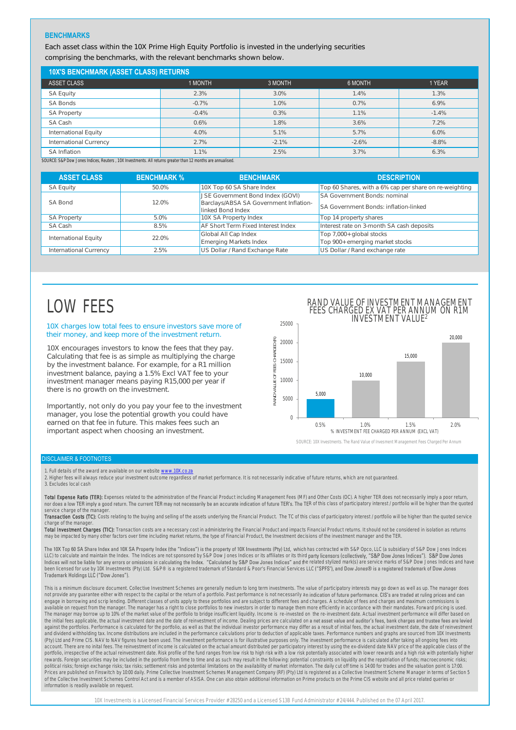## BENCHMARKS

Each asset class within the 10X Prime High Equity Portfolio is invested in the underlying securities comprising the benchmarks, with the relevant benchmarks shown below.

### 10X'S BENCHMARK (ASSET CLASS) RETURNS

| ASSET CLASS | 1 MONTH | 3 MONTH | 6 MONTH | 1 YEAR |
|---|---|---|---|---|
| SA Equity | 2.3% | 3.0% | 1.4% | 1.3% |
| SA Bonds | -0.7% | 1.0% | 0.7% | 6.9% |
| SA Property | -0.4% | 0.3% | 1.1% | -1.4% |
| SA Cash | 0.6% | 1.8% | 3.6% | 7.2% |
| International Equity | 4.0% | 5.1% | 5.7% | 6.0% |
| International Currency | 2.7% | -2.1% | -2.6% | -8.8% |
| SA Inflation | 1.1% | 2.5% | 3.7% | 6.3% |

SOURCE: S&P Dow Jones Indices, Reuters , 10X Investments. All returns greater than 12 months are annualised.

| ASSET CLASS | BENCHMARK % | BENCHMARK | DESCRIPTION |
|---|---|---|---|
| SA Equity | 50.0% | 10X Top 60 SA Share Index | Top 60 Shares, with a 6% cap per share on re-weighting |
| SA Bond | 12.0% | JSE Government Bond Index (GOVI)<br>Barclays/ABSA SA Government Inflation-linked Bond Index | SA Government Bonds: nominal<br>SA Government Bonds: inflation-linked |
| SA Property | 5.0% | 10X SA Property Index | Top 14 property shares |
| SA Cash | 8.5% | AF Short Term Fixed Interest Index | Interest rate on 3-month SA cash deposits |
| International Equity | 22.0% | Global All Cap Index<br>Emerging Markets Index | Top 7,000+ global stocks<br>Top 900+ emerging market stocks |
| International Currency | 2.5% | US Dollar / Rand Exchange Rate | US Dollar / Rand exchange rate |

# LOW FEES

10X charges low total fees to ensure investors save more of their money, and keep more of the investment return.

10X encourages investors to know the fees that they pay. Calculating that fee is as simple as multiplying the charge by the investment balance. For example, for a R1 million investment balance, paying a 1.5% Excl VAT fee to your investment manager means paying R15,000 per year if there is no growth on the investment.

Importantly, not only do you pay your fee to the investment manager, you lose the potential growth you could have earned on that fee in future. This makes fees such an important aspect when choosing an investment.

RAND VALUE OF INVESTMENT MANAGEMENT FEES CHARGED EX VAT PER ANNUM ON R1M INVESTMENT VALUE[2]

RAND VALUE OF FEES CHARGED (R)

25000
20000
15000
10000
5000
0

5,000
10,000
15,000
20,000

0.5%
1.0%
1.5%
2.0%

% INVESTMENT FEE CHARGED PER ANNUM (EXCL VAT)

SOURCE: 10X Investments. The Rand Value of Invesment Management Fees Charged Per Annum

## DISCLAIMER & FOOTNOTES

1. Full details of the award are available on our website www.10X.co.za
2. Higher fees will always reduce your investment outcome regardless of market performance. It is not necessarily indicative of future returns, which are not guaranteed.
3. Excludes local cash

**Total Expense Ratio (TER):** Expenses related to the administration of the Financial Product including Management Fees (MF) and Other Costs (OC). A higher TER does not necessarily imply a poor return, nor does a low TER imply a good return. The current TER may not necessarily be an accurate indication of future TER's. The TER of this class of participatory interest / portfolio will be higher than the quoted service charge of the manager.
**Transaction Costs (TC):** Costs relating to the buying and selling of the assets underlying the Financial Product. The TC of this class of participatory interest / portfolio will be higher than the quoted service charge of the manager.
**Total Investment Charges (TIC):** Transaction costs are a necessary cost in administering the Financial Product and impacts Financial Product returns. It should not be considered in isolation as returns may be impacted by many other factors over time including market returns, the type of Financial Product, the Investment decisions of the investment manager and the TER.

The 10X Top 60 SA Share Index and 10X SA Property Index (the "Indices") is the property of 10X Investments (Pty) Ltd, which has contracted with S&P Opco, LLC (a subsidiary of S&P Dow Jones Indices LLC) to calculate and maintain the Index. The Indices are not sponsored by S&P Dow Jones Indices or its affiliates or its third party licensors (collectively, "S&P Dow Jones Indices"). S&P Dow Jones Indices will not be liable for any errors or omissions in calculating the Index. "Calculated by S&P Dow Jones Indices" and the related stylized mark(s) are service marks of S&P Dow Jones Indices and have been licensed for use by 10X Investments (Pty) Ltd. S&P® is a registered trademark of Standard & Poor's Financial Services LLC ("SPFS"), and Dow Jones® is a registered trademark of Dow Jones Trademark Holdings LLC ("Dow Jones").

This is a minimum disclosure document. Collective Investment Schemes are generally medium to long term investments. The value of participatory interests may go down as well as up. The manager does not provide any guarantee either with respect to the capital or the return of a portfolio. Past performance is not necessarily an indication of future performance. CIS's are traded at ruling prices and can engage in borrowing and scrip lending. Different classes of units apply to these portfolios and are subject to different fees and charges. A schedule of fees and charges and maximum commissions is available on request from the manager. The manager has a right to close portfolios to new investors in order to manage them more efficiently in accordance with their mandates. Forward pricing is used. The manager may borrow up to 10% of the market value of the portfolio to bridge insufficient liquidity. Income is re-invested on the re-investment date. Actual investment performance will differ based on the initial fees applicable, the actual investment date and the date of reinvestment of income. Dealing prices are calculated on a net asset value and auditor's fees, bank charges and trustee fees are levied against the portfolios. Performance is calculated for the portfolio, as well as that the individual investor performance may differ as a result of initial fees, the actual investment date, the date of reinvestment and dividend withholding tax. Income distributions are included in the performance calculations prior to deduction of applicable taxes. Performance numbers and graphs are sourced from 10X Investments (Pty) Ltd and Prime CIS. NAV to NAV figures have been used. The investment performance is for illustrative purposes only. The investment performance is calculated after taking all ongoing fees into account. There are no inital fees. The reinvestment of income is calculated on the actual amount distributed per participatory interest by using the ex-dividend date NAV price of the applicable class of the portfolio, irrespective of the actual reinvestment date. Risk profile of the fund ranges from low risk to high risk with a low risk potentially associated with lower rewards and a high risk with potentially higher rewards. Foreign securities may be included in the portfolio from time to time and as such may result in the following: potential constraints on liquidity and the repatriation of funds; macroeconomic risks; political risks; foreign exchange risks; tax risks; settlement risks and potential limitations on the availability of market information. The daily cut off time is 14:00 for trades and the valuation point is 17:00. Prices are published on Finswitch by 10:00 daily. Prime Collective Investment Schemes Management Company (RF) (Pty) Ltd is registered as a Collective Investment Scheme Manager in terms of Section 5 of the Collective Investment Schemes Control Act and is a member of ASISA. One can also obtain additional information on Prime products on the Prime CIS website and all price related queries or information is readily available on request.

10X Investments is a Licensed Financial Services Provider #28250 and a Licensed S13B Fund Administrator #24/444. Published on the 07 April 2017.